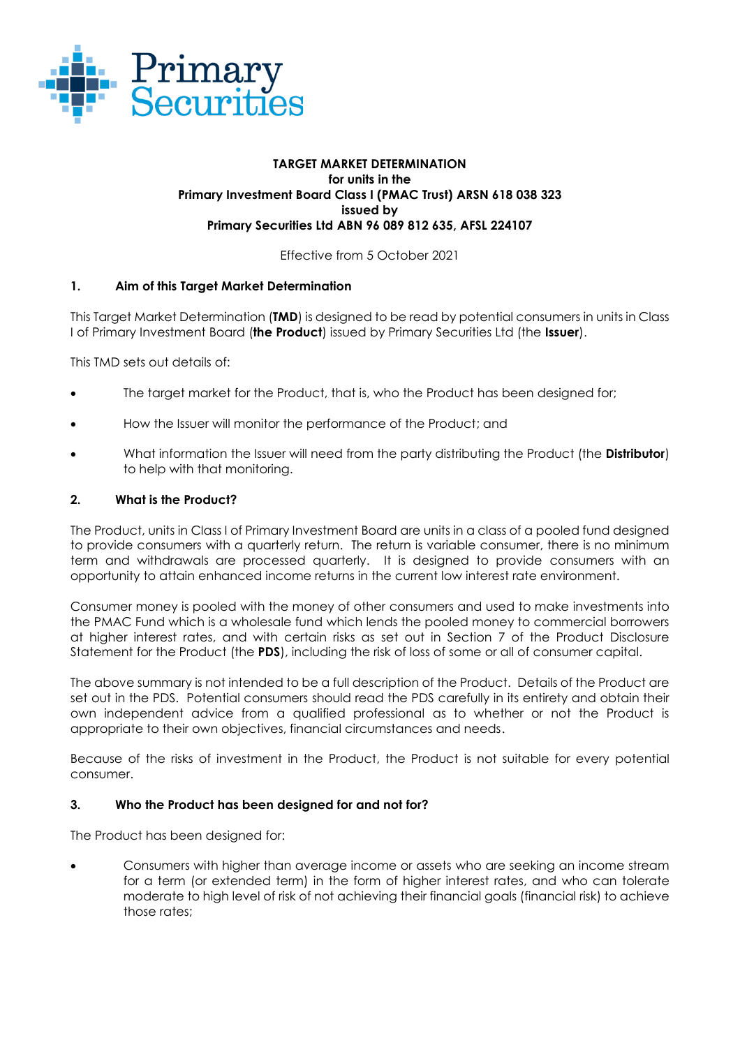Primary Securities

**TARGET MARKET DETERMINATION**
**for units in the**
**Primary Investment Board Class I (PMAC Trust) ARSN 618 038 323**
**issued by**
**Primary Securities Ltd ABN 96 089 812 635, AFSL 224107**

Effective from 5 October 2021

## 1. Aim of this Target Market Determination

This Target Market Determination (**TMD**) is designed to be read by potential consumers in units in Class I of Primary Investment Board (**the Product**) issued by Primary Securities Ltd (the **Issuer**).

This TMD sets out details of:

- The target market for the Product, that is, who the Product has been designed for;
- How the Issuer will monitor the performance of the Product; and
- What information the Issuer will need from the party distributing the Product (the **Distributor**) to help with that monitoring.

## 2. What is the Product?

The Product, units in Class I of Primary Investment Board are units in a class of a pooled fund designed to provide consumers with a quarterly return. The return is variable consumer, there is no minimum term and withdrawals are processed quarterly. It is designed to provide consumers with an opportunity to attain enhanced income returns in the current low interest rate environment.

Consumer money is pooled with the money of other consumers and used to make investments into the PMAC Fund which is a wholesale fund which lends the pooled money to commercial borrowers at higher interest rates, and with certain risks as set out in Section 7 of the Product Disclosure Statement for the Product (the **PDS**), including the risk of loss of some or all of consumer capital.

The above summary is not intended to be a full description of the Product. Details of the Product are set out in the PDS. Potential consumers should read the PDS carefully in its entirety and obtain their own independent advice from a qualified professional as to whether or not the Product is appropriate to their own objectives, financial circumstances and needs.

Because of the risks of investment in the Product, the Product is not suitable for every potential consumer.

## 3. Who the Product has been designed for and not for?

The Product has been designed for:

- Consumers with higher than average income or assets who are seeking an income stream for a term (or extended term) in the form of higher interest rates, and who can tolerate moderate to high level of risk of not achieving their financial goals (financial risk) to achieve those rates;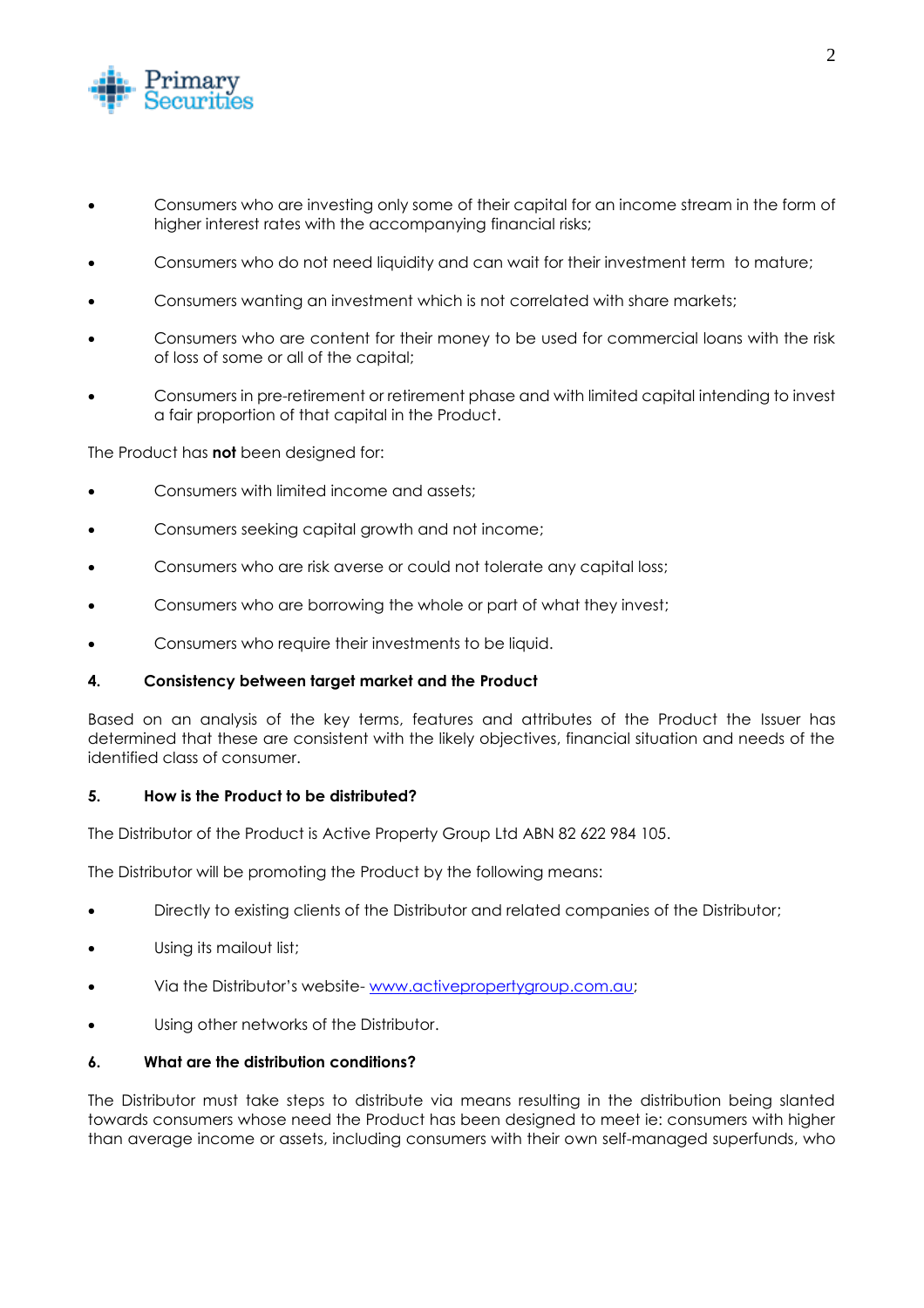- Consumers who are investing only some of their capital for an income stream in the form of higher interest rates with the accompanying financial risks;
- Consumers who do not need liquidity and can wait for their investment term to mature;
- Consumers wanting an investment which is not correlated with share markets;
- Consumers who are content for their money to be used for commercial loans with the risk of loss of some or all of the capital;
- Consumers in pre-retirement or retirement phase and with limited capital intending to invest a fair proportion of that capital in the Product.

The Product has **not** been designed for:

- Consumers with limited income and assets;
- Consumers seeking capital growth and not income;
- Consumers who are risk averse or could not tolerate any capital loss;
- Consumers who are borrowing the whole or part of what they invest;
- Consumers who require their investments to be liquid.

**4. Consistency between target market and the Product**

Based on an analysis of the key terms, features and attributes of the Product the Issuer has determined that these are consistent with the likely objectives, financial situation and needs of the identified class of consumer.

**5. How is the Product to be distributed?**

The Distributor of the Product is Active Property Group Ltd ABN 82 622 984 105.

The Distributor will be promoting the Product by the following means:

- Directly to existing clients of the Distributor and related companies of the Distributor;
- Using its mailout list;
- Via the Distributor's website- [www.activepropertygroup.com.au](http://www.activepropertygroup.com.au);
- Using other networks of the Distributor.

**6. What are the distribution conditions?**

The Distributor must take steps to distribute via means resulting in the distribution being slanted towards consumers whose need the Product has been designed to meet ie: consumers with higher than average income or assets, including consumers with their own self-managed superfunds, who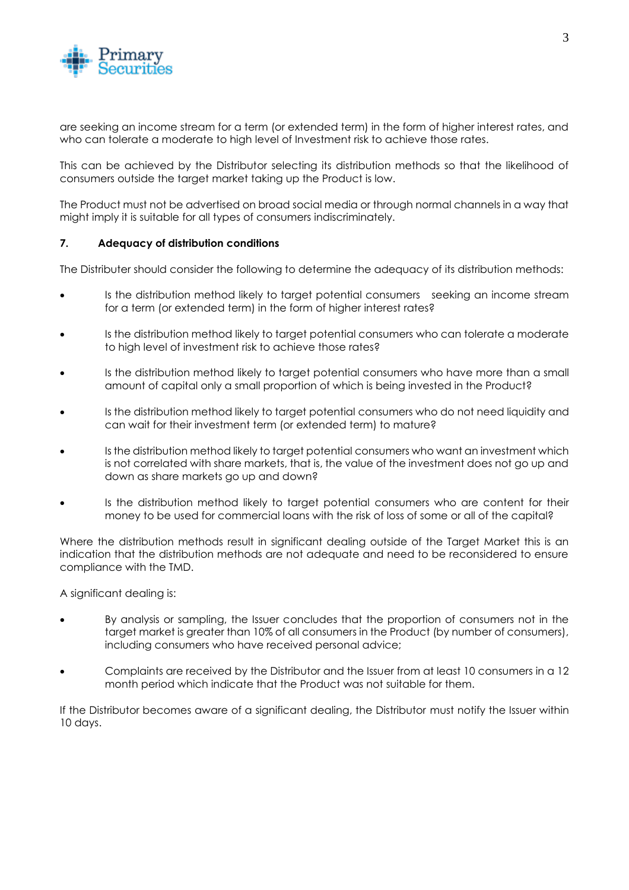are seeking an income stream for a term (or extended term) in the form of higher interest rates, and who can tolerate a moderate to high level of Investment risk to achieve those rates.

This can be achieved by the Distributor selecting its distribution methods so that the likelihood of consumers outside the target market taking up the Product is low.

The Product must not be advertised on broad social media or through normal channels in a way that might imply it is suitable for all types of consumers indiscriminately.

## 7. Adequacy of distribution conditions

The Distributer should consider the following to determine the adequacy of its distribution methods:

- Is the distribution method likely to target potential consumers seeking an income stream for a term (or extended term) in the form of higher interest rates?
- Is the distribution method likely to target potential consumers who can tolerate a moderate to high level of investment risk to achieve those rates?
- Is the distribution method likely to target potential consumers who have more than a small amount of capital only a small proportion of which is being invested in the Product?
- Is the distribution method likely to target potential consumers who do not need liquidity and can wait for their investment term (or extended term) to mature?
- Is the distribution method likely to target potential consumers who want an investment which is not correlated with share markets, that is, the value of the investment does not go up and down as share markets go up and down?
- Is the distribution method likely to target potential consumers who are content for their money to be used for commercial loans with the risk of loss of some or all of the capital?

Where the distribution methods result in significant dealing outside of the Target Market this is an indication that the distribution methods are not adequate and need to be reconsidered to ensure compliance with the TMD.

A significant dealing is:

- By analysis or sampling, the Issuer concludes that the proportion of consumers not in the target market is greater than 10% of all consumers in the Product (by number of consumers), including consumers who have received personal advice;
- Complaints are received by the Distributor and the Issuer from at least 10 consumers in a 12 month period which indicate that the Product was not suitable for them.

If the Distributor becomes aware of a significant dealing, the Distributor must notify the Issuer within 10 days.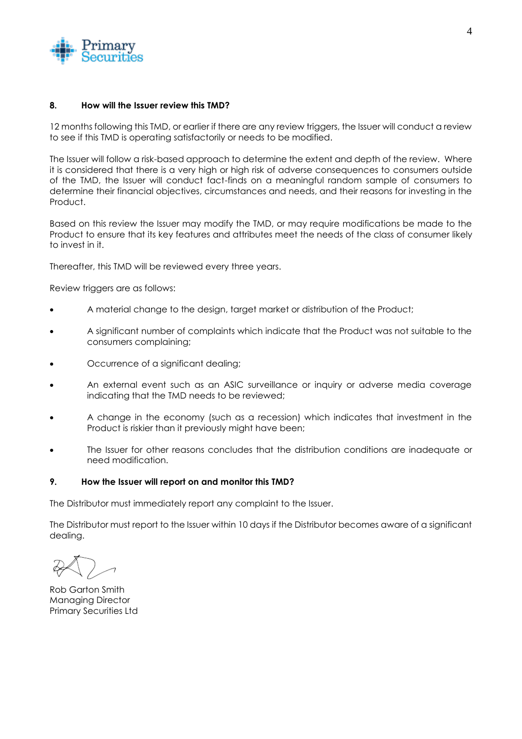## 8. How will the Issuer review this TMD?

12 months following this TMD, or earlier if there are any review triggers, the Issuer will conduct a review to see if this TMD is operating satisfactorily or needs to be modified.

The Issuer will follow a risk-based approach to determine the extent and depth of the review. Where it is considered that there is a very high or high risk of adverse consequences to consumers outside of the TMD, the Issuer will conduct fact-finds on a meaningful random sample of consumers to determine their financial objectives, circumstances and needs, and their reasons for investing in the Product.

Based on this review the Issuer may modify the TMD, or may require modifications be made to the Product to ensure that its key features and attributes meet the needs of the class of consumer likely to invest in it.

Thereafter, this TMD will be reviewed every three years.

Review triggers are as follows:

- A material change to the design, target market or distribution of the Product;
- A significant number of complaints which indicate that the Product was not suitable to the consumers complaining;
- Occurrence of a significant dealing;
- An external event such as an ASIC surveillance or inquiry or adverse media coverage indicating that the TMD needs to be reviewed;
- A change in the economy (such as a recession) which indicates that investment in the Product is riskier than it previously might have been;
- The Issuer for other reasons concludes that the distribution conditions are inadequate or need modification.

## 9. How the Issuer will report on and monitor this TMD?

The Distributor must immediately report any complaint to the Issuer.

The Distributor must report to the Issuer within 10 days if the Distributor becomes aware of a significant dealing.

Rob Garton Smith
Managing Director
Primary Securities Ltd